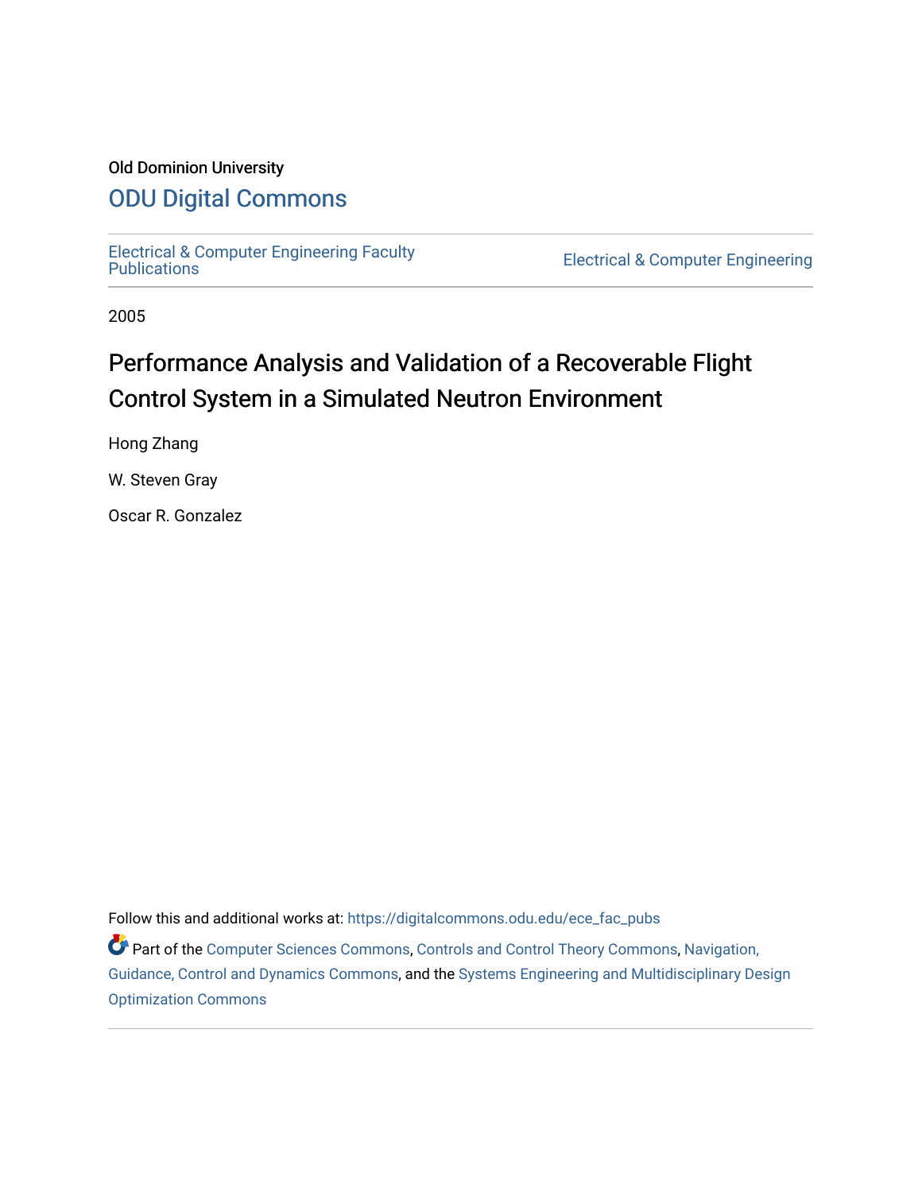Old Dominion University

# ODU Digital Commons

Electrical & Computer Engineering Faculty Publications

Electrical & Computer Engineering

2005

## Performance Analysis and Validation of a Recoverable Flight Control System in a Simulated Neutron Environment

Hong Zhang

W. Steven Gray

Oscar R. Gonzalez

Follow this and additional works at: https://digitalcommons.odu.edu/ece_fac_pubs

Part of the Computer Sciences Commons, Controls and Control Theory Commons, Navigation, Guidance, Control and Dynamics Commons, and the Systems Engineering and Multidisciplinary Design Optimization Commons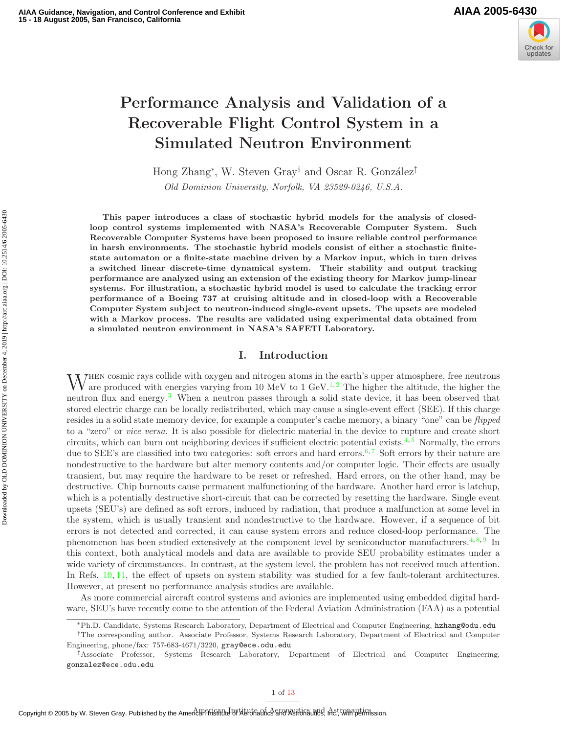# Performance Analysis and Validation of a Recoverable Flight Control System in a Simulated Neutron Environment

Hong Zhang*, W. Steven Gray† and Oscar R. González‡

*Old Dominion University, Norfolk, VA 23529-0246, U.S.A.*

**This paper introduces a class of stochastic hybrid models for the analysis of closed-loop control systems implemented with NASA's Recoverable Computer System. Such Recoverable Computer Systems have been proposed to insure reliable control performance in harsh environments. The stochastic hybrid models consist of either a stochastic finite-state automaton or a finite-state machine driven by a Markov input, which in turn drives a switched linear discrete-time dynamical system. Their stability and output tracking performance are analyzed using an extension of the existing theory for Markov jump-linear systems. For illustration, a stochastic hybrid model is used to calculate the tracking error performance of a Boeing 737 at cruising altitude and in closed-loop with a Recoverable Computer System subject to neutron-induced single-event upsets. The upsets are modeled with a Markov process. The results are validated using experimental data obtained from a simulated neutron environment in NASA's SAFETI Laboratory.**

## I. Introduction

When cosmic rays collide with oxygen and nitrogen atoms in the earth's upper atmosphere, free neutrons are produced with energies varying from 10 MeV to 1 GeV.[1,2] The higher the altitude, the higher the neutron flux and energy.[3] When a neutron passes through a solid state device, it has been observed that stored electric charge can be locally redistributed, which may cause a single-event effect (SEE). If this charge resides in a solid state memory device, for example a computer's cache memory, a binary "one" can be *flipped* to a "zero" or *vice versa*. It is also possible for dielectric material in the device to rupture and create short circuits, which can burn out neighboring devices if sufficient electric potential exists.[4,5] Normally, the errors due to SEE's are classified into two categories: soft errors and hard errors.[6,7] Soft errors by their nature are nondestructive to the hardware but alter memory contents and/or computer logic. Their effects are usually transient, but may require the hardware to be reset or refreshed. Hard errors, on the other hand, may be destructive. Chip burnouts cause permanent malfunctioning of the hardware. Another hard error is latchup, which is a potentially destructive short-circuit that can be corrected by resetting the hardware. Single event upsets (SEU's) are defined as soft errors, induced by radiation, that produce a malfunction at some level in the system, which is usually transient and nondestructive to the hardware. However, if a sequence of bit errors is not detected and corrected, it can cause system errors and reduce closed-loop performance. The phenomenon has been studied extensively at the component level by semiconductor manufacturers.[4,8,9] In this context, both analytical models and data are available to provide SEU probability estimates under a wide variety of circumstances. In contrast, at the system level, the problem has not received much attention. In Refs. 10, 11, the effect of upsets on system stability was studied for a few fault-tolerant architectures. However, at present no performance analysis studies are available.

As more commercial aircraft control systems and avionics are implemented using embedded digital hardware, SEU's have recently come to the attention of the Federal Aviation Administration (FAA) as a potential

*Ph.D. Candidate, Systems Research Laboratory, Department of Electrical and Computer Engineering, hzhang@odu.edu

†The corresponding author. Associate Professor, Systems Research Laboratory, Department of Electrical and Computer Engineering, phone/fax: 757-683-4671/3220, gray@ece.odu.edu

‡Associate Professor, Systems Research Laboratory, Department of Electrical and Computer Engineering, gonzalez@ece.odu.edu

Copyright © 2005 by W. Steven Gray. Published by the American Institute of Aeronautics and Astronautics, Inc., with permission.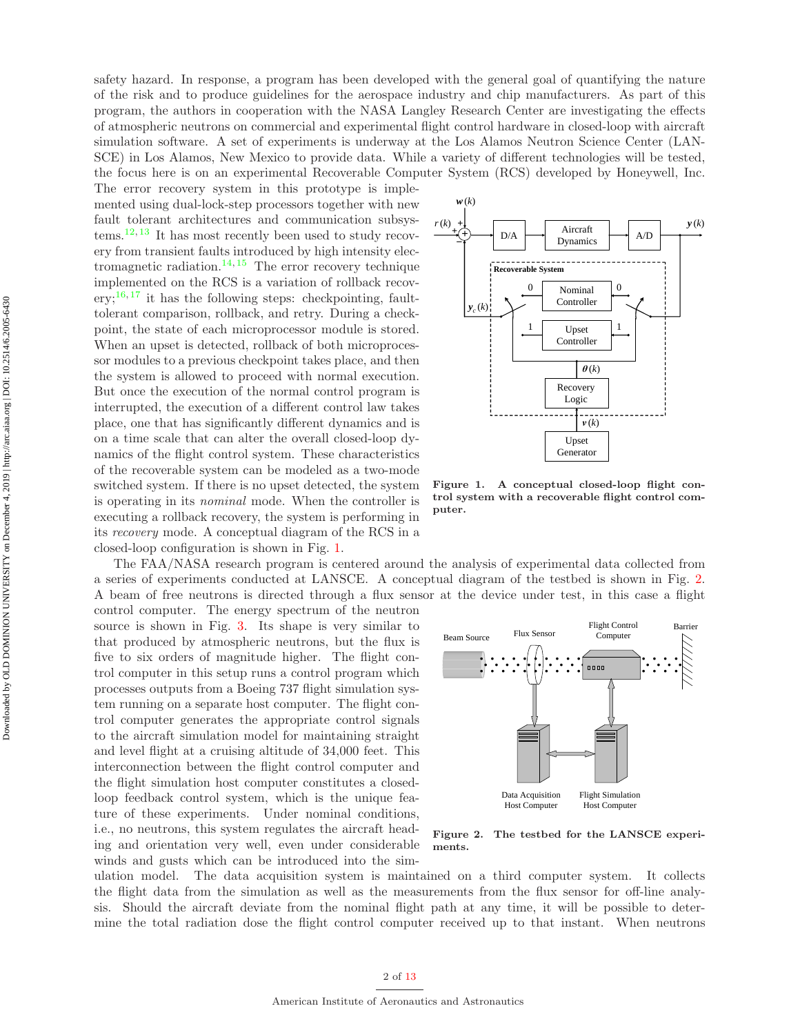safety hazard. In response, a program has been developed with the general goal of quantifying the nature of the risk and to produce guidelines for the aerospace industry and chip manufacturers. As part of this program, the authors in cooperation with the NASA Langley Research Center are investigating the effects of atmospheric neutrons on commercial and experimental flight control hardware in closed-loop with aircraft simulation software. A set of experiments is underway at the Los Alamos Neutron Science Center (LANSCE) in Los Alamos, New Mexico to provide data. While a variety of different technologies will be tested, the focus here is on an experimental Recoverable Computer System (RCS) developed by Honeywell, Inc. The error recovery system in this prototype is implemented using dual-lock-step processors together with new fault tolerant architectures and communication subsystems.[12,13] It has most recently been used to study recovery from transient faults introduced by high intensity electromagnetic radiation.[14,15] The error recovery technique implemented on the RCS is a variation of rollback recovery;[16,17] it has the following steps: checkpointing, fault-tolerant comparison, rollback, and retry. During a checkpoint, the state of each microprocessor module is stored. When an upset is detected, rollback of both microprocessor modules to a previous checkpoint takes place, and then the system is allowed to proceed with normal execution. But once the execution of the normal control program is interrupted, the execution of a different control law takes place, one that has significantly different dynamics and is on a time scale that can alter the overall closed-loop dynamics of the flight control system. These characteristics of the recoverable system can be modeled as a two-mode switched system. If there is no upset detected, the system is operating in its *nominal* mode. When the controller is executing a rollback recovery, the system is performing in its *recovery* mode. A conceptual diagram of the RCS in a closed-loop configuration is shown in Fig. 1.

**Figure 1. A conceptual closed-loop flight control system with a recoverable flight control computer.**

The FAA/NASA research program is centered around the analysis of experimental data collected from a series of experiments conducted at LANSCE. A conceptual diagram of the testbed is shown in Fig. 2. A beam of free neutrons is directed through a flux sensor at the device under test, in this case a flight control computer. The energy spectrum of the neutron source is shown in Fig. 3. Its shape is very similar to that produced by atmospheric neutrons, but the flux is five to six orders of magnitude higher. The flight control computer in this setup runs a control program which processes outputs from a Boeing 737 flight simulation system running on a separate host computer. The flight control computer generates the appropriate control signals to the aircraft simulation model for maintaining straight and level flight at a cruising altitude of 34,000 feet. This interconnection between the flight control computer and the flight simulation host computer constitutes a closed-loop feedback control system, which is the unique feature of these experiments. Under nominal conditions, i.e., no neutrons, this system regulates the aircraft heading and orientation very well, even under considerable winds and gusts which can be introduced into the simulation model. The data acquisition system is maintained on a third computer system. It collects the flight data from the simulation as well as the measurements from the flux sensor for off-line analysis. Should the aircraft deviate from the nominal flight path at any time, it will be possible to determine the total radiation dose the flight control computer received up to that instant. When neutrons

**Figure 2. The testbed for the LANSCE experiments.**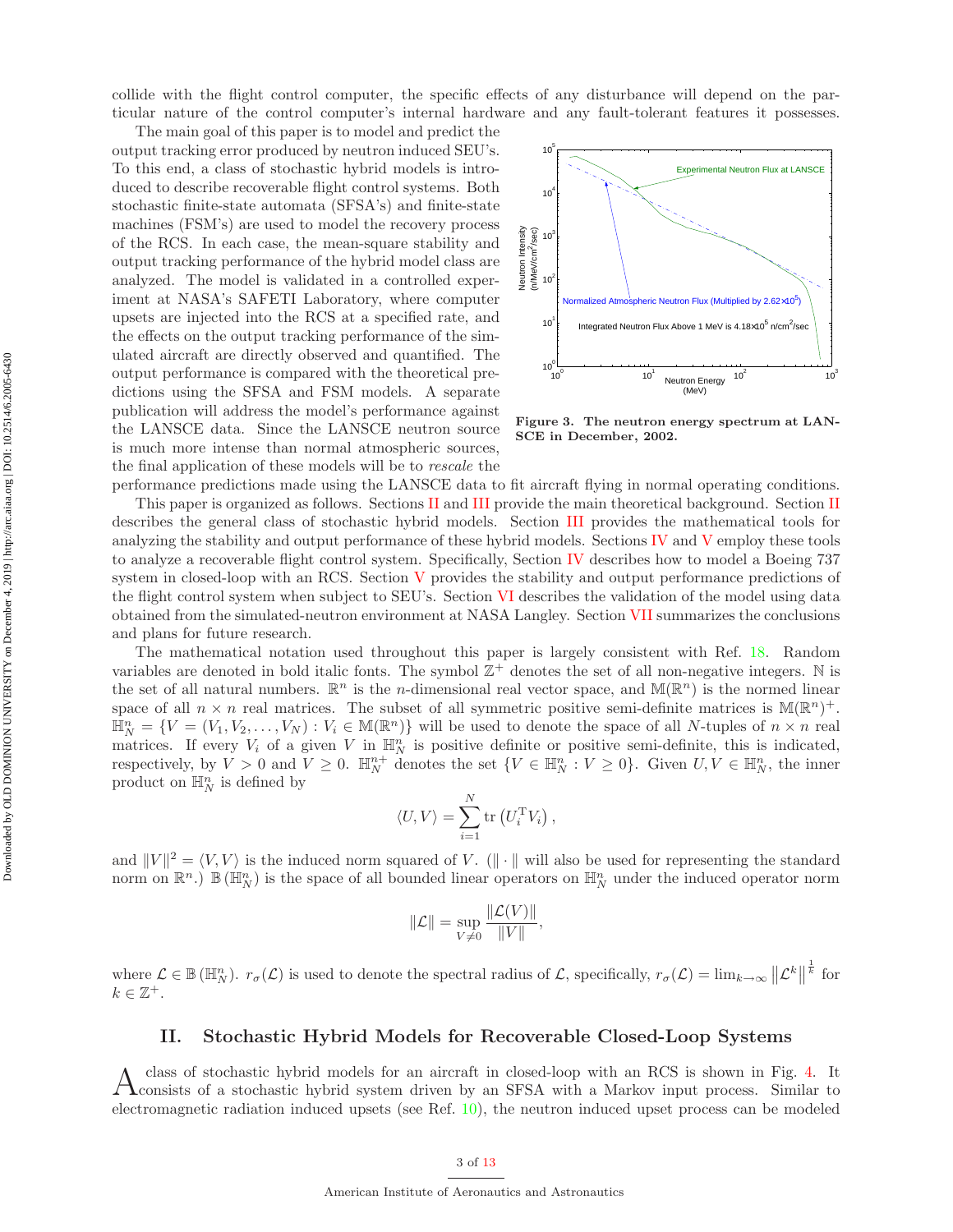collide with the flight control computer, the specific effects of any disturbance will depend on the particular nature of the control computer's internal hardware and any fault-tolerant features it possesses.

The main goal of this paper is to model and predict the output tracking error produced by neutron induced SEU's. To this end, a class of stochastic hybrid models is introduced to describe recoverable flight control systems. Both stochastic finite-state automata (SFSA's) and finite-state machines (FSM's) are used to model the recovery process of the RCS. In each case, the mean-square stability and output tracking performance of the hybrid model class are analyzed. The model is validated in a controlled experiment at NASA's SAFETI Laboratory, where computer upsets are injected into the RCS at a specified rate, and the effects on the output tracking performance of the simulated aircraft are directly observed and quantified. The output performance is compared with the theoretical predictions using the SFSA and FSM models. A separate publication will address the model's performance against the LANSCE data. Since the LANSCE neutron source is much more intense than normal atmospheric sources, the final application of these models will be to *rescale* the performance predictions made using the LANSCE data to fit aircraft flying in normal operating conditions.

**Figure 3. The neutron energy spectrum at LANSCE in December, 2002.**

This paper is organized as follows. Sections II and III provide the main theoretical background. Section II describes the general class of stochastic hybrid models. Section III provides the mathematical tools for analyzing the stability and output performance of these hybrid models. Sections IV and V employ these tools to analyze a recoverable flight control system. Specifically, Section IV describes how to model a Boeing 737 system in closed-loop with an RCS. Section V provides the stability and output performance predictions of the flight control system when subject to SEU's. Section VI describes the validation of the model using data obtained from the simulated-neutron environment at NASA Langley. Section VII summarizes the conclusions and plans for future research.

The mathematical notation used throughout this paper is largely consistent with Ref. 18. Random variables are denoted in bold italic fonts. The symbol $\mathbb{Z}^+$ denotes the set of all non-negative integers. $\mathbb{N}$ is the set of all natural numbers. $\mathbb{R}^n$ is the $n$-dimensional real vector space, and $\mathbb{M}(\mathbb{R}^n)$ is the normed linear space of all $n \times n$ real matrices. The subset of all symmetric positive semi-definite matrices is $\mathbb{M}(\mathbb{R}^n)^+$. $\mathbb{H}_N^n = \{V = (V_1, V_2, \ldots, V_N) : V_i \in \mathbb{M}(\mathbb{R}^n)\}$ will be used to denote the space of all $N$-tuples of $n \times n$ real matrices. If every $V_i$ of a given $V$ in $\mathbb{H}_N^n$ is positive definite or positive semi-definite, this is indicated, respectively, by $V > 0$ and $V \geq 0$. $\mathbb{H}_N^{n+}$ denotes the set $\{V \in \mathbb{H}_N^n : V \geq 0\}$. Given $U, V \in \mathbb{H}_N^n$, the inner product on $\mathbb{H}_N^n$ is defined by

$$\langle U, V \rangle = \sum_{i=1}^{N} \operatorname{tr}\left(U_i^{\mathrm{T}} V_i\right),$$

and $\|V\|^2 = \langle V, V \rangle$ is the induced norm squared of $V$. ($\|\cdot\|$ will also be used for representing the standard norm on $\mathbb{R}^n$.) $\mathbb{B}\left(\mathbb{H}_N^n\right)$ is the space of all bounded linear operators on $\mathbb{H}_N^n$ under the induced operator norm

$$\|\mathcal{L}\| = \sup_{V \neq 0} \frac{\|\mathcal{L}(V)\|}{\|V\|},$$

where $\mathcal{L} \in \mathbb{B}\left(\mathbb{H}_N^n\right)$. $r_\sigma(\mathcal{L})$ is used to denote the spectral radius of $\mathcal{L}$, specifically, $r_\sigma(\mathcal{L}) = \lim_{k \to \infty} \left\|\mathcal{L}^k\right\|^{\frac{1}{k}}$ for $k \in \mathbb{Z}^+$.

## II. Stochastic Hybrid Models for Recoverable Closed-Loop Systems

A class of stochastic hybrid models for an aircraft in closed-loop with an RCS is shown in Fig. 4. It consists of a stochastic hybrid system driven by an SFSA with a Markov input process. Similar to electromagnetic radiation induced upsets (see Ref. 10), the neutron induced upset process can be modeled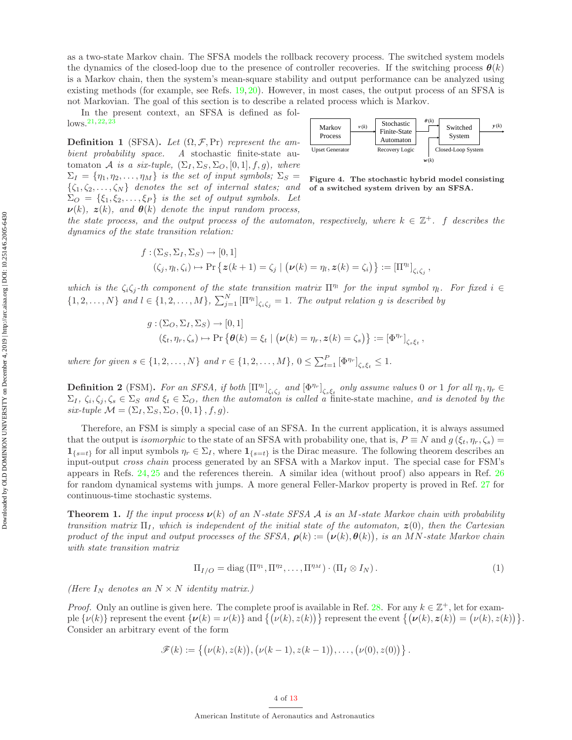as a two-state Markov chain. The SFSA models the rollback recovery process. The switched system models the dynamics of the closed-loop due to the presence of controller recoveries. If the switching process $\boldsymbol{\theta}(k)$ is a Markov chain, then the system's mean-square stability and output performance can be analyzed using existing methods (for example, see Refs. 19, 20). However, in most cases, the output process of an SFSA is not Markovian. The goal of this section is to describe a related process which is Markov.

In the present context, an SFSA is defined as follows.[21,22,23]

**Definition 1** (SFSA)**.** *Let $(\Omega, \mathcal{F}, \Pr)$ represent the ambient probability space. A stochastic finite-state automaton $\mathcal{A}$ is a six-tuple, $(\Sigma_I, \Sigma_S, \Sigma_O, [0,1], f, g)$, where $\Sigma_I = \{\eta_1, \eta_2, \ldots, \eta_M\}$ is the set of input symbols; $\Sigma_S = \{\zeta_1, \zeta_2, \ldots, \zeta_N\}$ denotes the set of internal states; and $\Sigma_O = \{\xi_1, \xi_2, \ldots, \xi_P\}$ is the set of output symbols. Let $\boldsymbol{\nu}(k)$, $\boldsymbol{z}(k)$, and $\boldsymbol{\theta}(k)$ denote the input random process, the state process, and the output process of the automaton, respectively, where $k \in \mathbb{Z}^+$. $f$ describes the dynamics of the state transition relation:*

$$
\begin{aligned}
f &: (\Sigma_S, \Sigma_I, \Sigma_S) \to [0,1] \\
&(\zeta_j, \eta_l, \zeta_i) \mapsto \Pr\left\{ \boldsymbol{z}(k+1) = \zeta_j \mid \left(\boldsymbol{\nu}(k) = \eta_l, \boldsymbol{z}(k) = \zeta_i\right) \right\} := \left[\Pi^{\eta_l}\right]_{\zeta_i \zeta_j},
\end{aligned}
$$

*which is the $\zeta_i\zeta_j$-th component of the state transition matrix $\Pi^{\eta_l}$ for the input symbol $\eta_l$. For fixed $i \in \{1, 2, \ldots, N\}$ and $l \in \{1, 2, \ldots, M\}$, $\sum_{j=1}^{N} \left[\Pi^{\eta_l}\right]_{\zeta_i\zeta_j} = 1$. The output relation $g$ is described by*

$$
\begin{aligned}
g &: (\Sigma_O, \Sigma_I, \Sigma_S) \to [0,1] \\
&(\xi_t, \eta_r, \zeta_s) \mapsto \Pr\left\{ \boldsymbol{\theta}(k) = \xi_t \mid \left(\boldsymbol{\nu}(k) = \eta_r, \boldsymbol{z}(k) = \zeta_s\right) \right\} := \left[\Phi^{\eta_r}\right]_{\zeta_s \xi_t},
\end{aligned}
$$

*where for given $s \in \{1, 2, \ldots, N\}$ and $r \in \{1, 2, \ldots, M\}$, $0 \le \sum_{t=1}^{P} \left[\Phi^{\eta_r}\right]_{\zeta_s\xi_t} \le 1$.*

Figure 4. The stochastic hybrid model consisting of a switched system driven by an SFSA.

**Definition 2** (FSM)**.** *For an SFSA, if both $\left[\Pi^{\eta_l}\right]_{\zeta_i\zeta_j}$ and $\left[\Phi^{\eta_r}\right]_{\zeta_s\xi_t}$ only assume values 0 or 1 for all $\eta_l, \eta_r \in \Sigma_I$, $\zeta_i, \zeta_j, \zeta_s \in \Sigma_S$ and $\xi_t \in \Sigma_O$, then the automaton is called a* finite-state machine*, and is denoted by the six-tuple $\mathcal{M} = (\Sigma_I, \Sigma_S, \Sigma_O, \{0,1\}, f, g)$.*

Therefore, an FSM is simply a special case of an SFSA. In the current application, it is always assumed that the output is *isomorphic* to the state of an SFSA with probability one, that is, $P \equiv N$ and $g(\xi_t, \eta_r, \zeta_s) = \mathbf{1}_{\{s=t\}}$ for all input symbols $\eta_r \in \Sigma_I$, where $\mathbf{1}_{\{s=t\}}$ is the Dirac measure. The following theorem describes an input-output *cross chain* process generated by an SFSA with a Markov input. The special case for FSM's appears in Refs. 24, 25 and the references therein. A similar idea (without proof) also appears in Ref. 26 for random dynamical systems with jumps. A more general Feller-Markov property is proved in Ref. 27 for continuous-time stochastic systems.

**Theorem 1.** *If the input process $\boldsymbol{\nu}(k)$ of an $N$-state SFSA $\mathcal{A}$ is an $M$-state Markov chain with probability transition matrix $\Pi_I$, which is independent of the initial state of the automaton, $\boldsymbol{z}(0)$, then the Cartesian product of the input and output processes of the SFSA, $\boldsymbol{\rho}(k) := \left(\boldsymbol{\nu}(k), \boldsymbol{\theta}(k)\right)$, is an $MN$-state Markov chain with state transition matrix*

$$
\Pi_{I/O} = \operatorname{diag}\left(\Pi^{\eta_1}, \Pi^{\eta_2}, \ldots, \Pi^{\eta_M}\right) \cdot \left(\Pi_I \otimes I_N\right). \tag{1}
$$

*(Here $I_N$ denotes an $N \times N$ identity matrix.)*

*Proof.* Only an outline is given here. The complete proof is available in Ref. 28. For any $k \in \mathbb{Z}^+$, let for example $\{\nu(k)\}$ represent the event $\{\boldsymbol{\nu}(k) = \nu(k)\}$ and $\left\{\left(\nu(k), z(k)\right)\right\}$ represent the event $\left\{\left(\boldsymbol{\nu}(k), \boldsymbol{z}(k)\right) = \left(\nu(k), z(k)\right)\right\}$. Consider an arbitrary event of the form

$$
\mathscr{F}(k) := \left\{ \left(\nu(k), z(k)\right), \left(\nu(k-1), z(k-1)\right), \ldots, \left(\nu(0), z(0)\right) \right\}.
$$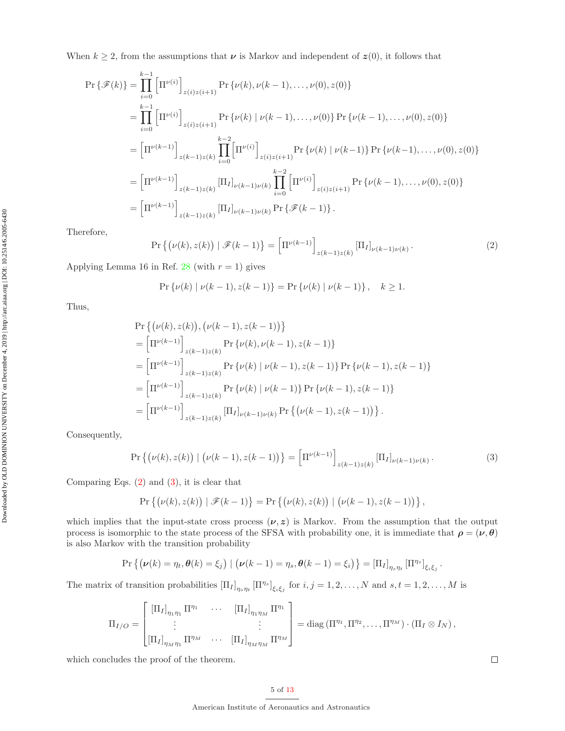When $k \geq 2$, from the assumptions that $\boldsymbol{\nu}$ is Markov and independent of $\boldsymbol{z}(0)$, it follows that

$$
\begin{aligned}
\Pr\{\mathscr{F}(k)\} &= \prod_{i=0}^{k-1} \left[\Pi^{\nu(i)}\right]_{z(i)z(i+1)} \Pr\{\nu(k), \nu(k-1), \dots, \nu(0), z(0)\} \\
&= \prod_{i=0}^{k-1} \left[\Pi^{\nu(i)}\right]_{z(i)z(i+1)} \Pr\{\nu(k) \mid \nu(k-1), \dots, \nu(0)\} \Pr\{\nu(k-1), \dots, \nu(0), z(0)\} \\
&= \left[\Pi^{\nu(k-1)}\right]_{z(k-1)z(k)} \prod_{i=0}^{k-2} \left[\Pi^{\nu(i)}\right]_{z(i)z(i+1)} \Pr\{\nu(k) \mid \nu(k-1)\} \Pr\{\nu(k-1), \dots, \nu(0), z(0)\} \\
&= \left[\Pi^{\nu(k-1)}\right]_{z(k-1)z(k)} \left[\Pi_I\right]_{\nu(k-1)\nu(k)} \prod_{i=0}^{k-2} \left[\Pi^{\nu(i)}\right]_{z(i)z(i+1)} \Pr\{\nu(k-1), \dots, \nu(0), z(0)\} \\
&= \left[\Pi^{\nu(k-1)}\right]_{z(k-1)z(k)} \left[\Pi_I\right]_{\nu(k-1)\nu(k)} \Pr\{\mathscr{F}(k-1)\}.
\end{aligned}
$$

Therefore,

$$
\Pr\left\{\big(\nu(k), z(k)\big) \mid \mathscr{F}(k-1)\right\} = \left[\Pi^{\nu(k-1)}\right]_{z(k-1)z(k)} \left[\Pi_I\right]_{\nu(k-1)\nu(k)}. \tag{2}
$$

Applying Lemma 16 in Ref. 28 (with $r = 1$) gives

$$
\Pr\{\nu(k) \mid \nu(k-1), z(k-1)\} = \Pr\{\nu(k) \mid \nu(k-1)\}, \quad k \geq 1.
$$

Thus,

$$
\begin{aligned}
&\Pr\left\{\big(\nu(k), z(k)\big), \big(\nu(k-1), z(k-1)\big)\right\} \\
&= \left[\Pi^{\nu(k-1)}\right]_{z(k-1)z(k)} \Pr\{\nu(k), \nu(k-1), z(k-1)\} \\
&= \left[\Pi^{\nu(k-1)}\right]_{z(k-1)z(k)} \Pr\{\nu(k) \mid \nu(k-1), z(k-1)\} \Pr\{\nu(k-1), z(k-1)\} \\
&= \left[\Pi^{\nu(k-1)}\right]_{z(k-1)z(k)} \Pr\{\nu(k) \mid \nu(k-1)\} \Pr\{\nu(k-1), z(k-1)\} \\
&= \left[\Pi^{\nu(k-1)}\right]_{z(k-1)z(k)} \left[\Pi_I\right]_{\nu(k-1)\nu(k)} \Pr\left\{\big(\nu(k-1), z(k-1)\big)\right\}.
\end{aligned}
$$

Consequently,

$$
\Pr\left\{\big(\nu(k), z(k)\big) \mid \big(\nu(k-1), z(k-1)\big)\right\} = \left[\Pi^{\nu(k-1)}\right]_{z(k-1)z(k)} \left[\Pi_I\right]_{\nu(k-1)\nu(k)}. \tag{3}
$$

Comparing Eqs. (2) and (3), it is clear that

$$
\Pr\left\{\big(\nu(k), z(k)\big) \mid \mathscr{F}(k-1)\right\} = \Pr\left\{\big(\nu(k), z(k)\big) \mid \big(\nu(k-1), z(k-1)\big)\right\},
$$

which implies that the input-state cross process $(\boldsymbol{\nu}, \boldsymbol{z})$ is Markov. From the assumption that the output process is isomorphic to the state process of the SFSA with probability one, it is immediate that $\boldsymbol{\rho} = (\boldsymbol{\nu}, \boldsymbol{\theta})$ is also Markov with the transition probability

$$
\Pr\left\{\big(\boldsymbol{\nu}(k) = \eta_t, \boldsymbol{\theta}(k) = \xi_j\big) \mid \big(\boldsymbol{\nu}(k-1) = \eta_s, \boldsymbol{\theta}(k-1) = \xi_i\big)\right\} = \left[\Pi_I\right]_{\eta_s\eta_t} \left[\Pi^{\eta_s}\right]_{\xi_i\xi_j}.
$$

The matrix of transition probabilities $\left[\Pi_I\right]_{\eta_s\eta_t} \left[\Pi^{\eta_s}\right]_{\xi_i\xi_j}$ for $i, j = 1, 2, \dots, N$ and $s, t = 1, 2, \dots, M$ is

$$
\Pi_{I/O} = \begin{bmatrix} \left[\Pi_I\right]_{\eta_1\eta_1} \Pi^{\eta_1} & \cdots & \left[\Pi_I\right]_{\eta_1\eta_M} \Pi^{\eta_1} \\ \vdots & & \vdots \\ \left[\Pi_I\right]_{\eta_M\eta_1} \Pi^{\eta_M} & \cdots & \left[\Pi_I\right]_{\eta_M\eta_M} \Pi^{\eta_M} \end{bmatrix} = \operatorname{diag}\left(\Pi^{\eta_1}, \Pi^{\eta_2}, \dots, \Pi^{\eta_M}\right) \cdot \left(\Pi_I \otimes I_N\right),
$$

which concludes the proof of the theorem. $\square$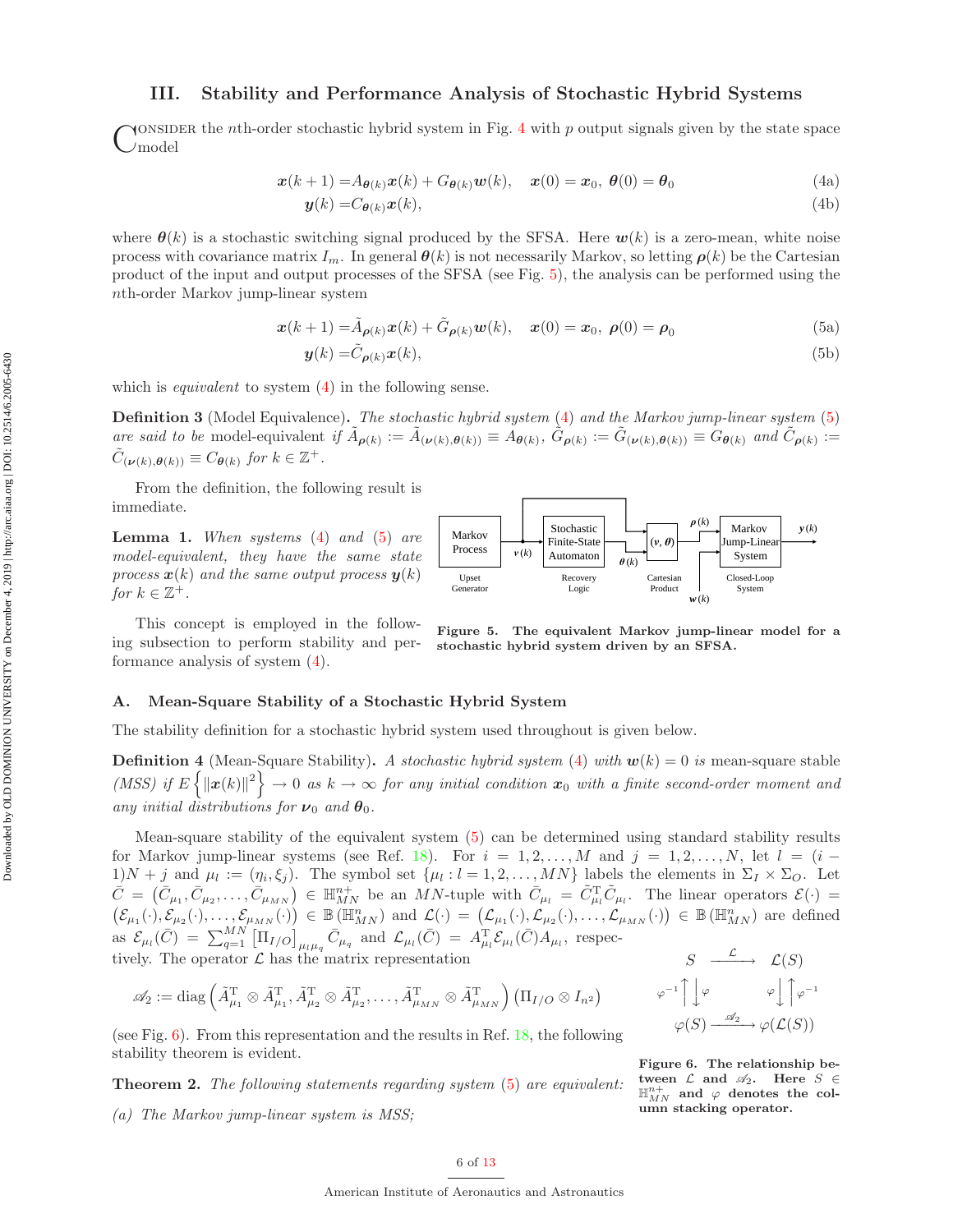# III. Stability and Performance Analysis of Stochastic Hybrid Systems

Consider the $n$th-order stochastic hybrid system in Fig. 4 with $p$ output signals given by the state space model

$$\boldsymbol{x}(k+1) = A_{\boldsymbol{\theta}(k)}\boldsymbol{x}(k) + G_{\boldsymbol{\theta}(k)}\boldsymbol{w}(k), \quad \boldsymbol{x}(0) = \boldsymbol{x}_0,\ \boldsymbol{\theta}(0) = \boldsymbol{\theta}_0 \tag{4a}$$

$$\boldsymbol{y}(k) = C_{\boldsymbol{\theta}(k)}\boldsymbol{x}(k), \tag{4b}$$

where $\boldsymbol{\theta}(k)$ is a stochastic switching signal produced by the SFSA. Here $\boldsymbol{w}(k)$ is a zero-mean, white noise process with covariance matrix $I_m$. In general $\boldsymbol{\theta}(k)$ is not necessarily Markov, so letting $\boldsymbol{\rho}(k)$ be the Cartesian product of the input and output processes of the SFSA (see Fig. 5), the analysis can be performed using the $n$th-order Markov jump-linear system

$$\boldsymbol{x}(k+1) = \tilde{A}_{\boldsymbol{\rho}(k)}\boldsymbol{x}(k) + \tilde{G}_{\boldsymbol{\rho}(k)}\boldsymbol{w}(k), \quad \boldsymbol{x}(0) = \boldsymbol{x}_0,\ \boldsymbol{\rho}(0) = \boldsymbol{\rho}_0 \tag{5a}$$

$$\boldsymbol{y}(k) = \tilde{C}_{\boldsymbol{\rho}(k)}\boldsymbol{x}(k), \tag{5b}$$

which is *equivalent* to system (4) in the following sense.

**Definition 3** (Model Equivalence)**.** *The stochastic hybrid system (4) and the Markov jump-linear system (5) are said to be* model-equivalent *if* $\tilde{A}_{\boldsymbol{\rho}(k)} := \tilde{A}_{(\boldsymbol{\nu}(k),\boldsymbol{\theta}(k))} \equiv A_{\boldsymbol{\theta}(k)}$, $\tilde{G}_{\boldsymbol{\rho}(k)} := \tilde{G}_{(\boldsymbol{\nu}(k),\boldsymbol{\theta}(k))} \equiv G_{\boldsymbol{\theta}(k)}$ *and* $\tilde{C}_{\boldsymbol{\rho}(k)} := \tilde{C}_{(\boldsymbol{\nu}(k),\boldsymbol{\theta}(k))} \equiv C_{\boldsymbol{\theta}(k)}$ *for* $k \in \mathbb{Z}^+$.

From the definition, the following result is immediate.

**Lemma 1.** *When systems (4) and (5) are model-equivalent, they have the same state process $\boldsymbol{x}(k)$ and the same output process $\boldsymbol{y}(k)$ for $k \in \mathbb{Z}^+$.*

This concept is employed in the following subsection to perform stability and performance analysis of system (4).

**Figure 5. The equivalent Markov jump-linear model for a stochastic hybrid system driven by an SFSA.**

## A. Mean-Square Stability of a Stochastic Hybrid System

The stability definition for a stochastic hybrid system used throughout is given below.

**Definition 4** (Mean-Square Stability)**.** *A stochastic hybrid system (4) with $\boldsymbol{w}(k) = 0$ is* mean-square stable *(MSS) if $E\left\{\|\boldsymbol{x}(k)\|^2\right\} \to 0$ as $k \to \infty$ for any initial condition $\boldsymbol{x}_0$ with a finite second-order moment and any initial distributions for $\boldsymbol{\nu}_0$ and $\boldsymbol{\theta}_0$.*

Mean-square stability of the equivalent system (5) can be determined using standard stability results for Markov jump-linear systems (see Ref. 18). For $i = 1, 2, \ldots, M$ and $j = 1, 2, \ldots, N$, let $l = (i-1)N + j$ and $\mu_l := (\eta_i, \xi_j)$. The symbol set $\{\mu_l : l = 1, 2, \ldots, MN\}$ labels the elements in $\Sigma_I \times \Sigma_O$. Let $\bar{C} = (\bar{C}_{\mu_1}, \bar{C}_{\mu_2}, \ldots, \bar{C}_{\mu_{MN}}) \in \mathbb{H}^{n+}_{MN}$ be an $MN$-tuple with $\bar{C}_{\mu_l} = \tilde{C}^{\mathrm{T}}_{\mu_l}\tilde{C}_{\mu_l}$. The linear operators $\mathcal{E}(\cdot) = (\mathcal{E}_{\mu_1}(\cdot), \mathcal{E}_{\mu_2}(\cdot), \ldots, \mathcal{E}_{\mu_{MN}}(\cdot)) \in \mathbb{B}(\mathbb{H}^n_{MN})$ and $\mathcal{L}(\cdot) = (\mathcal{L}_{\mu_1}(\cdot), \mathcal{L}_{\mu_2}(\cdot), \ldots, \mathcal{L}_{\mu_{MN}}(\cdot)) \in \mathbb{B}(\mathbb{H}^n_{MN})$ are defined as $\mathcal{E}_{\mu_l}(\bar{C}) = \sum_{q=1}^{MN} [\Pi_{I/O}]_{\mu_l\mu_q} \bar{C}_{\mu_q}$ and $\mathcal{L}_{\mu_l}(\bar{C}) = A^{\mathrm{T}}_{\mu_l}\mathcal{E}_{\mu_l}(\bar{C})A_{\mu_l}$, respectively. The operator $\mathcal{L}$ has the matrix representation

$$\mathscr{A}_2 := \mathrm{diag}\left(\tilde{A}^{\mathrm{T}}_{\mu_1} \otimes \tilde{A}^{\mathrm{T}}_{\mu_1}, \tilde{A}^{\mathrm{T}}_{\mu_2} \otimes \tilde{A}^{\mathrm{T}}_{\mu_2}, \ldots, \tilde{A}^{\mathrm{T}}_{\mu_{MN}} \otimes \tilde{A}^{\mathrm{T}}_{\mu_{MN}}\right)(\Pi_{I/O} \otimes I_{n^2})$$

(see Fig. 6). From this representation and the results in Ref. 18, the following stability theorem is evident.

$$\begin{array}{ccc} S & \xrightarrow{\ \mathcal{L}\ } & \mathcal{L}(S) \\ \varphi^{-1}\uparrow\downarrow\varphi & & \varphi\downarrow\uparrow\varphi^{-1} \\ \varphi(S) & \xrightarrow{\ \mathscr{A}_2\ } & \varphi(\mathcal{L}(S)) \end{array}$$

**Figure 6. The relationship between $\mathcal{L}$ and $\mathscr{A}_2$. Here $S \in \mathbb{H}^{n+}_{MN}$ and $\varphi$ denotes the column stacking operator.**

**Theorem 2.** *The following statements regarding system (5) are equivalent:*

*(a) The Markov jump-linear system is MSS;*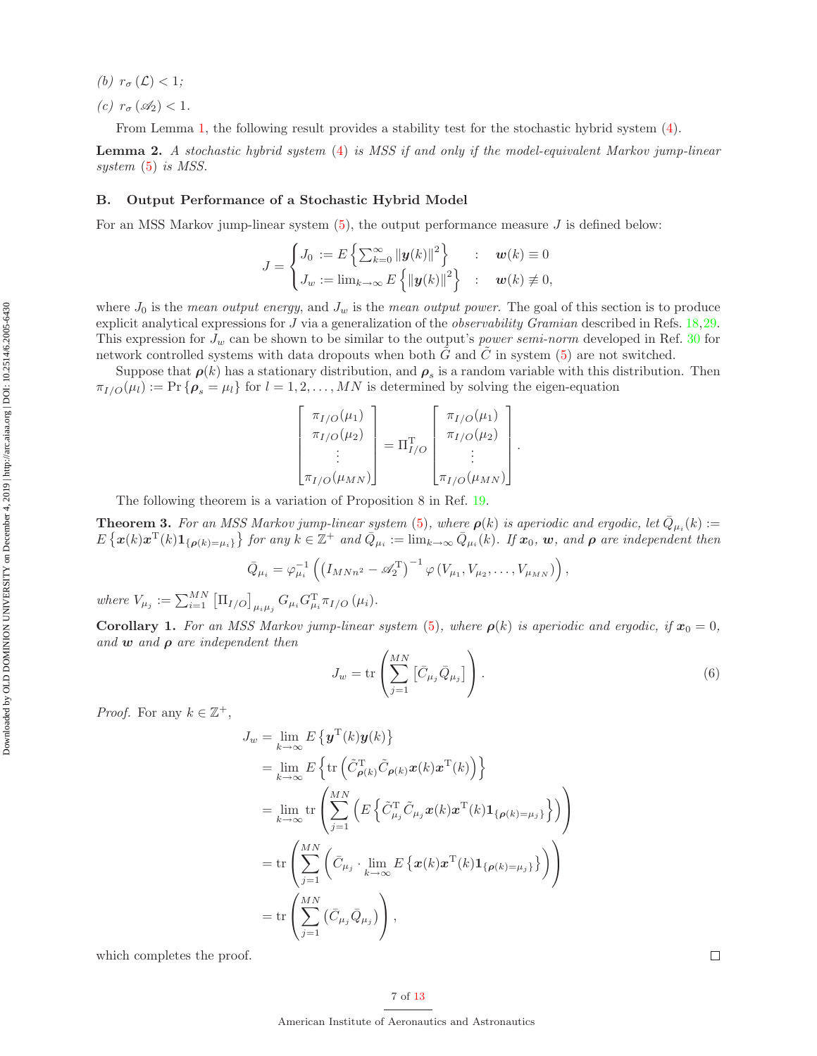(b) $r_\sigma(\mathcal{L}) < 1$;

(c) $r_\sigma(\mathscr{A}_2) < 1$.

From Lemma 1, the following result provides a stability test for the stochastic hybrid system (4).

**Lemma 2.** *A stochastic hybrid system* (4) *is MSS if and only if the model-equivalent Markov jump-linear system* (5) *is MSS.*

## B. Output Performance of a Stochastic Hybrid Model

For an MSS Markov jump-linear system (5), the output performance measure $J$ is defined below:

$$J = \begin{cases} J_0 := E\left\{\sum_{k=0}^{\infty} \|\boldsymbol{y}(k)\|^2\right\} & : \quad \boldsymbol{w}(k) \equiv 0 \\ J_w := \lim_{k\to\infty} E\left\{\|\boldsymbol{y}(k)\|^2\right\} & : \quad \boldsymbol{w}(k) \not\equiv 0, \end{cases}$$

where $J_0$ is the *mean output energy*, and $J_w$ is the *mean output power*. The goal of this section is to produce explicit analytical expressions for $J$ via a generalization of the *observability Gramian* described in Refs. 18,29. This expression for $J_w$ can be shown to be similar to the output's *power semi-norm* developed in Ref. 30 for network controlled systems with data dropouts when both $\tilde{G}$ and $\tilde{C}$ in system (5) are not switched.

Suppose that $\boldsymbol{\rho}(k)$ has a stationary distribution, and $\boldsymbol{\rho}_s$ is a random variable with this distribution. Then $\pi_{I/O}(\mu_l) := \Pr\{\boldsymbol{\rho}_s = \mu_l\}$ for $l = 1, 2, \ldots, MN$ is determined by solving the eigen-equation

$$\begin{bmatrix} \pi_{I/O}(\mu_1) \\ \pi_{I/O}(\mu_2) \\ \vdots \\ \pi_{I/O}(\mu_{MN}) \end{bmatrix} = \Pi_{I/O}^{\mathrm{T}} \begin{bmatrix} \pi_{I/O}(\mu_1) \\ \pi_{I/O}(\mu_2) \\ \vdots \\ \pi_{I/O}(\mu_{MN}) \end{bmatrix}.$$

The following theorem is a variation of Proposition 8 in Ref. 19.

**Theorem 3.** *For an MSS Markov jump-linear system* (5)*, where $\boldsymbol{\rho}(k)$ is aperiodic and ergodic, let $\bar{Q}_{\mu_i}(k) := E\left\{\boldsymbol{x}(k)\boldsymbol{x}^{\mathrm{T}}(k)\mathbf{1}_{\{\boldsymbol{\rho}(k)=\mu_i\}}\right\}$ for any $k \in \mathbb{Z}^+$ and $\bar{Q}_{\mu_i} := \lim_{k\to\infty} \bar{Q}_{\mu_i}(k)$. If $\boldsymbol{x}_0$, $\boldsymbol{w}$, and $\boldsymbol{\rho}$ are independent then*

$$\bar{Q}_{\mu_i} = \varphi_{\mu_i}^{-1}\left(\left(I_{MNn^2} - \mathscr{A}_2^{\mathrm{T}}\right)^{-1} \varphi\left(V_{\mu_1}, V_{\mu_2}, \ldots, V_{\mu_{MN}}\right)\right),$$

*where $V_{\mu_j} := \sum_{i=1}^{MN} \left[\Pi_{I/O}\right]_{\mu_i\mu_j} G_{\mu_i} G_{\mu_i}^{\mathrm{T}} \pi_{I/O}(\mu_i)$.*

**Corollary 1.** *For an MSS Markov jump-linear system* (5)*, where $\boldsymbol{\rho}(k)$ is aperiodic and ergodic, if $\boldsymbol{x}_0 = 0$, and $\boldsymbol{w}$ and $\boldsymbol{\rho}$ are independent then*

$$J_w = \operatorname{tr}\left(\sum_{j=1}^{MN} \left[\bar{C}_{\mu_j}\bar{Q}_{\mu_j}\right]\right). \tag{6}$$

*Proof.* For any $k \in \mathbb{Z}^+$,

$$\begin{aligned} J_w &= \lim_{k\to\infty} E\left\{\boldsymbol{y}^{\mathrm{T}}(k)\boldsymbol{y}(k)\right\} \\ &= \lim_{k\to\infty} E\left\{\operatorname{tr}\left(\tilde{C}_{\boldsymbol{\rho}(k)}^{\mathrm{T}}\tilde{C}_{\boldsymbol{\rho}(k)}\boldsymbol{x}(k)\boldsymbol{x}^{\mathrm{T}}(k)\right)\right\} \\ &= \lim_{k\to\infty} \operatorname{tr}\left(\sum_{j=1}^{MN}\left(E\left\{\tilde{C}_{\mu_j}^{\mathrm{T}}\tilde{C}_{\mu_j}\boldsymbol{x}(k)\boldsymbol{x}^{\mathrm{T}}(k)\mathbf{1}_{\{\boldsymbol{\rho}(k)=\mu_j\}}\right\}\right)\right) \\ &= \operatorname{tr}\left(\sum_{j=1}^{MN}\left(\bar{C}_{\mu_j}\cdot\lim_{k\to\infty} E\left\{\boldsymbol{x}(k)\boldsymbol{x}^{\mathrm{T}}(k)\mathbf{1}_{\{\boldsymbol{\rho}(k)=\mu_j\}}\right\}\right)\right) \\ &= \operatorname{tr}\left(\sum_{j=1}^{MN}\left(\bar{C}_{\mu_j}\bar{Q}_{\mu_j}\right)\right), \end{aligned}$$

which completes the proof. $\square$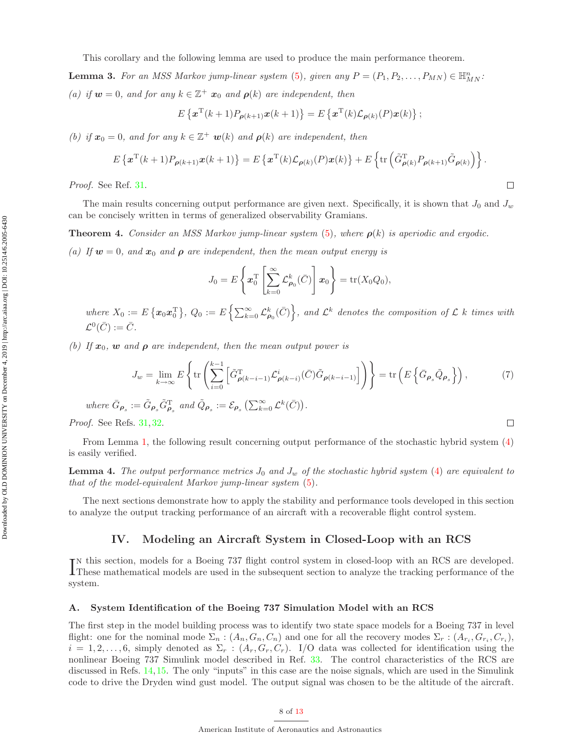This corollary and the following lemma are used to produce the main performance theorem.

**Lemma 3.** *For an MSS Markov jump-linear system (5), given any $P = (P_1, P_2, \ldots, P_{MN}) \in \mathbb{H}^n_{MN}$:*

*(a) if $\boldsymbol{w} = 0$, and for any $k \in \mathbb{Z}^+$ $\boldsymbol{x}_0$ and $\boldsymbol{\rho}(k)$ are independent, then*

$$E\left\{\boldsymbol{x}^{\mathrm{T}}(k+1)P_{\boldsymbol{\rho}(k+1)}\boldsymbol{x}(k+1)\right\} = E\left\{\boldsymbol{x}^{\mathrm{T}}(k)\mathcal{L}_{\boldsymbol{\rho}(k)}(P)\boldsymbol{x}(k)\right\};$$

*(b) if $\boldsymbol{x}_0 = 0$, and for any $k \in \mathbb{Z}^+$ $\boldsymbol{w}(k)$ and $\boldsymbol{\rho}(k)$ are independent, then*

$$E\left\{\boldsymbol{x}^{\mathrm{T}}(k+1)P_{\boldsymbol{\rho}(k+1)}\boldsymbol{x}(k+1)\right\} = E\left\{\boldsymbol{x}^{\mathrm{T}}(k)\mathcal{L}_{\boldsymbol{\rho}(k)}(P)\boldsymbol{x}(k)\right\} + E\left\{\mathrm{tr}\left(\tilde{G}^{\mathrm{T}}_{\boldsymbol{\rho}(k)}P_{\boldsymbol{\rho}(k+1)}\tilde{G}_{\boldsymbol{\rho}(k)}\right)\right\}.$$

*Proof.* See Ref. 31. $\square$

The main results concerning output performance are given next. Specifically, it is shown that $J_0$ and $J_w$ can be concisely written in terms of generalized observability Gramians.

**Theorem 4.** *Consider an MSS Markov jump-linear system (5), where $\boldsymbol{\rho}(k)$ is aperiodic and ergodic.*

*(a) If $\boldsymbol{w} = 0$, and $\boldsymbol{x}_0$ and $\boldsymbol{\rho}$ are independent, then the mean output energy is*

$$J_0 = E\left\{\boldsymbol{x}_0^{\mathrm{T}}\left[\sum_{k=0}^{\infty}\mathcal{L}^k_{\boldsymbol{\rho}_0}(\bar{C})\right]\boldsymbol{x}_0\right\} = \mathrm{tr}(X_0Q_0),$$

*where $X_0 := E\left\{\boldsymbol{x}_0\boldsymbol{x}_0^{\mathrm{T}}\right\}$, $Q_0 := E\left\{\sum_{k=0}^{\infty}\mathcal{L}^k_{\boldsymbol{\rho}_0}(\bar{C})\right\}$, and $\mathcal{L}^k$ denotes the composition of $\mathcal{L}$ $k$ times with $\mathcal{L}^0(\bar{C}) := \bar{C}$.*

*(b) If $\boldsymbol{x}_0$, $\boldsymbol{w}$ and $\boldsymbol{\rho}$ are independent, then the mean output power is*

$$J_w = \lim_{k\to\infty} E\left\{\mathrm{tr}\left(\sum_{i=0}^{k-1}\left[\tilde{G}^{\mathrm{T}}_{\boldsymbol{\rho}(k-i-1)}\mathcal{L}^i_{\boldsymbol{\rho}(k-i)}(\bar{C})\tilde{G}_{\boldsymbol{\rho}(k-i-1)}\right]\right)\right\} = \mathrm{tr}\left(E\left\{\bar{G}_{\boldsymbol{\rho}_s}\tilde{Q}_{\boldsymbol{\rho}_s}\right\}\right), \tag{7}$$

*where $\bar{G}_{\boldsymbol{\rho}_s} := \tilde{G}_{\boldsymbol{\rho}_s}\tilde{G}^{\mathrm{T}}_{\boldsymbol{\rho}_s}$ and $\tilde{Q}_{\boldsymbol{\rho}_s} := \mathcal{E}_{\boldsymbol{\rho}_s}\left(\sum_{k=0}^{\infty}\mathcal{L}^k(\bar{C})\right)$.*

*Proof.* See Refs. 31, 32. $\square$

From Lemma 1, the following result concerning output performance of the stochastic hybrid system (4) is easily verified.

**Lemma 4.** *The output performance metrics $J_0$ and $J_w$ of the stochastic hybrid system (4) are equivalent to that of the model-equivalent Markov jump-linear system (5).*

The next sections demonstrate how to apply the stability and performance tools developed in this section to analyze the output tracking performance of an aircraft with a recoverable flight control system.

## IV. Modeling an Aircraft System in Closed-Loop with an RCS

In this section, models for a Boeing 737 flight control system in closed-loop with an RCS are developed. These mathematical models are used in the subsequent section to analyze the tracking performance of the system.

### A. System Identification of the Boeing 737 Simulation Model with an RCS

The first step in the model building process was to identify two state space models for a Boeing 737 in level flight: one for the nominal mode $\Sigma_n : (A_n, G_n, C_n)$ and one for all the recovery modes $\Sigma_r : (A_{r_i}, G_{r_i}, C_{r_i})$, $i = 1, 2, \ldots, 6$, simply denoted as $\Sigma_r : (A_r, G_r, C_r)$. I/O data was collected for identification using the nonlinear Boeing 737 Simulink model described in Ref. 33. The control characteristics of the RCS are discussed in Refs. 14, 15. The only "inputs" in this case are the noise signals, which are used in the Simulink code to drive the Dryden wind gust model. The output signal was chosen to be the altitude of the aircraft.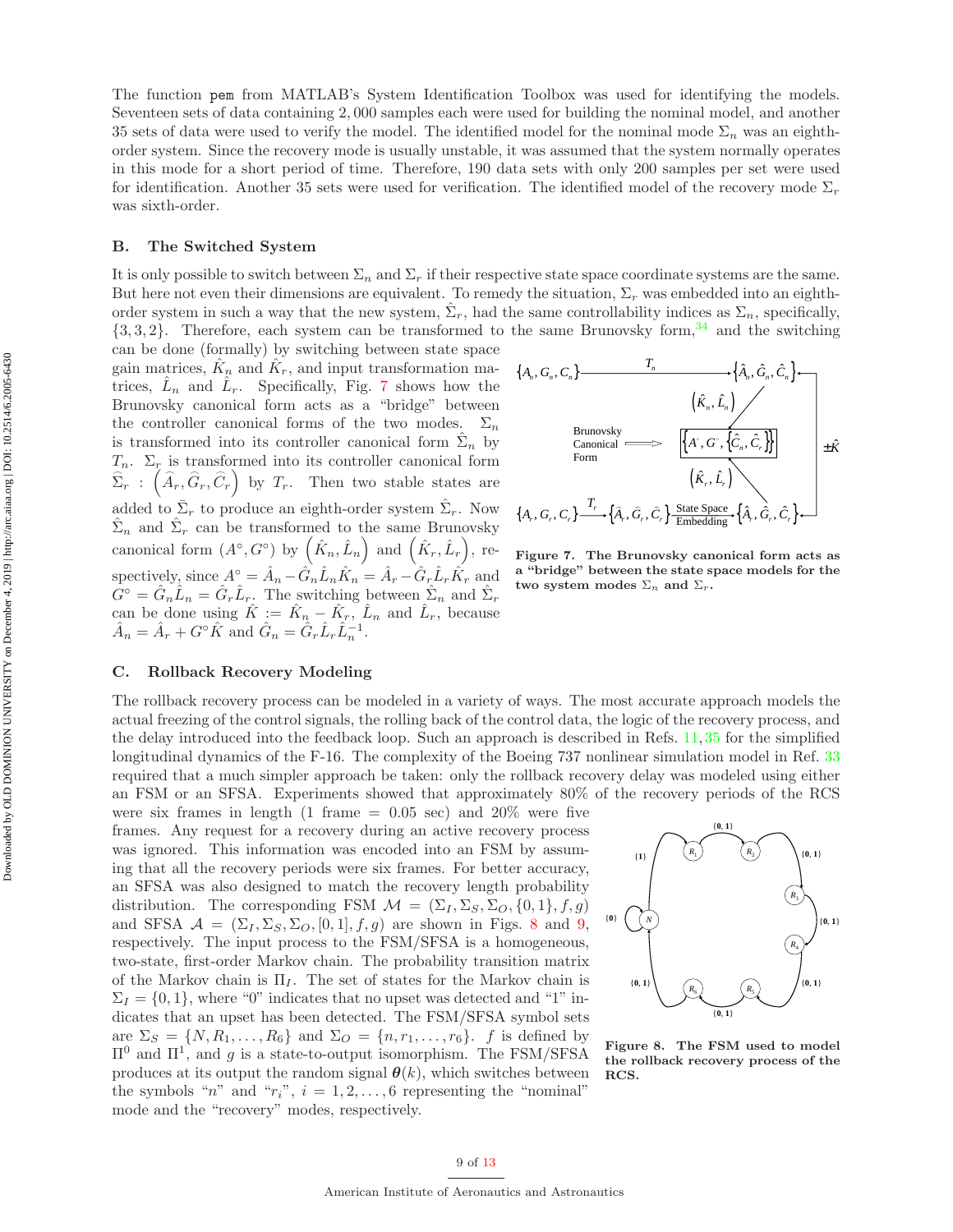The function pem from MATLAB's System Identification Toolbox was used for identifying the models. Seventeen sets of data containing 2,000 samples each were used for building the nominal model, and another 35 sets of data were used to verify the model. The identified model for the nominal mode $\Sigma_n$ was an eighth-order system. Since the recovery mode is usually unstable, it was assumed that the system normally operates in this mode for a short period of time. Therefore, 190 data sets with only 200 samples per set were used for identification. Another 35 sets were used for verification. The identified model of the recovery mode $\Sigma_r$ was sixth-order.

## B. The Switched System

It is only possible to switch between $\Sigma_n$ and $\Sigma_r$ if their respective state space coordinate systems are the same. But here not even their dimensions are equivalent. To remedy the situation, $\Sigma_r$ was embedded into an eighth-order system in such a way that the new system, $\hat{\Sigma}_r$, had the same controllability indices as $\Sigma_n$, specifically, $\{3, 3, 2\}$. Therefore, each system can be transformed to the same Brunovsky form,[34] and the switching can be done (formally) by switching between state space gain matrices, $\hat{K}_n$ and $\hat{K}_r$, and input transformation matrices, $\hat{L}_n$ and $\hat{L}_r$. Specifically, Fig. 7 shows how the Brunovsky canonical form acts as a "bridge" between the controller canonical forms of the two modes. $\Sigma_n$ is transformed into its controller canonical form $\hat{\Sigma}_n$ by $T_n$. $\Sigma_r$ is transformed into its controller canonical form $\bar{\Sigma}_r : \left(\bar{A}_r, \bar{G}_r, \bar{C}_r\right)$ by $T_r$. Then two stable states are added to $\bar{\Sigma}_r$ to produce an eighth-order system $\hat{\Sigma}_r$. Now $\hat{\Sigma}_n$ and $\hat{\Sigma}_r$ can be transformed to the same Brunovsky canonical form $(A^\circ, G^\circ)$ by $\left(\hat{K}_n, \hat{L}_n\right)$ and $\left(\hat{K}_r, \hat{L}_r\right)$, respectively, since $A^\circ = \hat{A}_n - \hat{G}_n\hat{L}_n\hat{K}_n = \hat{A}_r - \hat{G}_r\hat{L}_r\hat{K}_r$ and $G^\circ = \hat{G}_n\hat{L}_n = \hat{G}_r\hat{L}_r$. The switching between $\hat{\Sigma}_n$ and $\hat{\Sigma}_r$ can be done using $\hat{K} := \hat{K}_n - \hat{K}_r$, $\hat{L}_n$ and $\hat{L}_r$, because $\hat{A}_n = \hat{A}_r + G^\circ\hat{K}$ and $\hat{G}_n = \hat{G}_r\hat{L}_r\hat{L}_n^{-1}$.

**Figure 7. The Brunovsky canonical form acts as a "bridge" between the state space models for the two system modes $\Sigma_n$ and $\Sigma_r$.**

## C. Rollback Recovery Modeling

The rollback recovery process can be modeled in a variety of ways. The most accurate approach models the actual freezing of the control signals, the rolling back of the control data, the logic of the recovery process, and the delay introduced into the feedback loop. Such an approach is described in Refs. 11,35 for the simplified longitudinal dynamics of the F-16. The complexity of the Boeing 737 nonlinear simulation model in Ref. 33 required that a much simpler approach be taken: only the rollback recovery delay was modeled using either an FSM or an SFSA. Experiments showed that approximately 80% of the recovery periods of the RCS were six frames in length (1 frame = 0.05 sec) and 20% were five frames. Any request for a recovery during an active recovery process was ignored. This information was encoded into an FSM by assuming that all the recovery periods were six frames. For better accuracy, an SFSA was also designed to match the recovery length probability distribution. The corresponding FSM $\mathcal{M} = (\Sigma_I, \Sigma_S, \Sigma_O, \{0,1\}, f, g)$ and SFSA $\mathcal{A} = (\Sigma_I, \Sigma_S, \Sigma_O, [0,1], f, g)$ are shown in Figs. 8 and 9, respectively. The input process to the FSM/SFSA is a homogeneous, two-state, first-order Markov chain. The probability transition matrix of the Markov chain is $\Pi_I$. The set of states for the Markov chain is $\Sigma_I = \{0, 1\}$, where "0" indicates that no upset was detected and "1" indicates that an upset has been detected. The FSM/SFSA symbol sets are $\Sigma_S = \{N, R_1, \ldots, R_6\}$ and $\Sigma_O = \{n, r_1, \ldots, r_6\}$. $f$ is defined by $\Pi^0$ and $\Pi^1$, and $g$ is a state-to-output isomorphism. The FSM/SFSA produces at its output the random signal $\boldsymbol{\theta}(k)$, which switches between the symbols "$n$" and "$r_i$", $i = 1, 2, \ldots, 6$ representing the "nominal" mode and the "recovery" modes, respectively.

**Figure 8. The FSM used to model the rollback recovery process of the RCS.**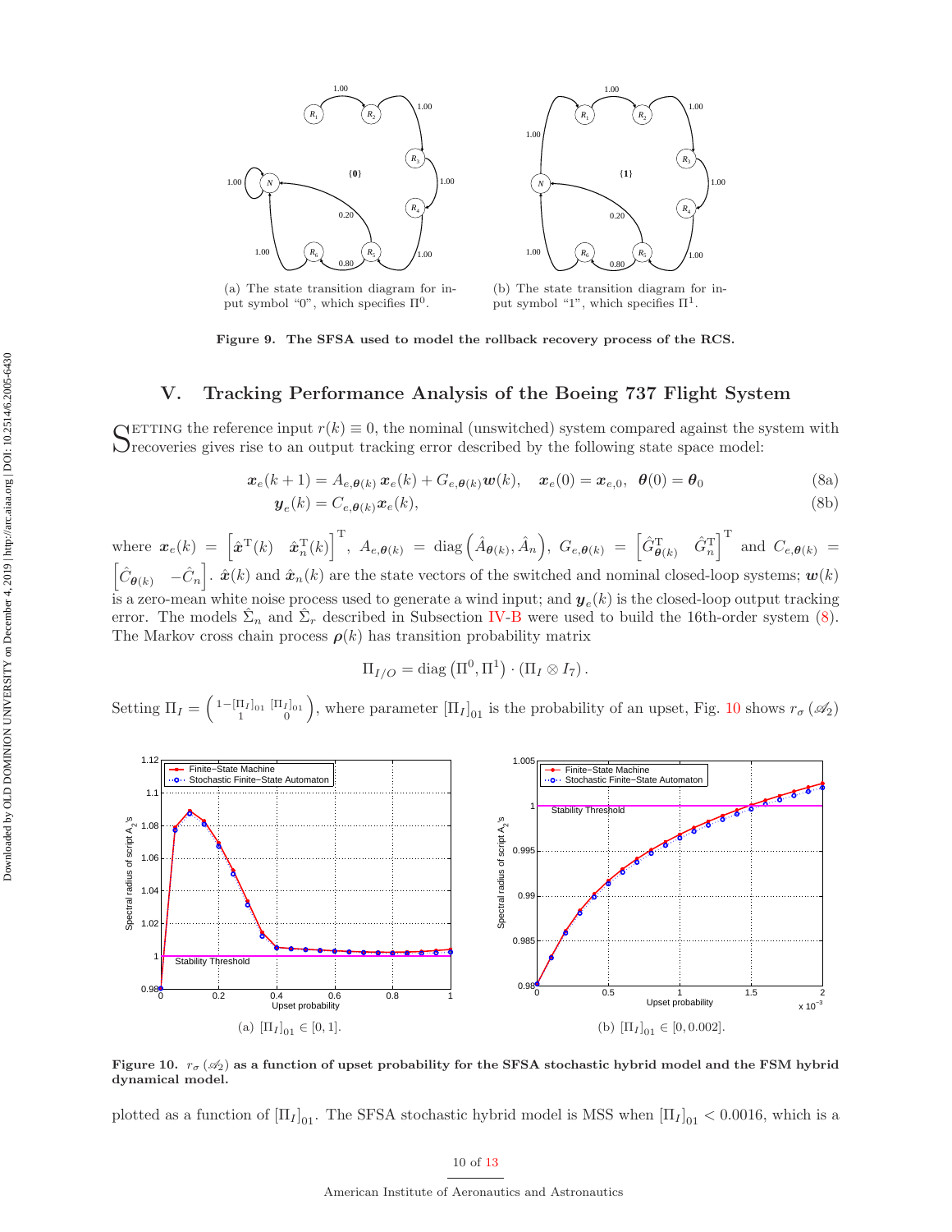(a) The state transition diagram for input symbol “0”, which specifies $\Pi^0$.

(b) The state transition diagram for input symbol “1”, which specifies $\Pi^1$.

**Figure 9. The SFSA used to model the rollback recovery process of the RCS.**

# V. Tracking Performance Analysis of the Boeing 737 Flight System

Setting the reference input $r(k) \equiv 0$, the nominal (unswitched) system compared against the system with recoveries gives rise to an output tracking error described by the following state space model:

$$\boldsymbol{x}_e(k+1) = A_{e,\boldsymbol{\theta}(k)}\,\boldsymbol{x}_e(k) + G_{e,\boldsymbol{\theta}(k)}\boldsymbol{w}(k), \quad \boldsymbol{x}_e(0) = \boldsymbol{x}_{e,0}, \;\; \boldsymbol{\theta}(0) = \boldsymbol{\theta}_0 \tag{8a}$$

$$\boldsymbol{y}_e(k) = C_{e,\boldsymbol{\theta}(k)}\boldsymbol{x}_e(k), \tag{8b}$$

where $\boldsymbol{x}_e(k) = \begin{bmatrix}\hat{\boldsymbol{x}}^{\mathrm{T}}(k) & \hat{\boldsymbol{x}}_n^{\mathrm{T}}(k)\end{bmatrix}^{\mathrm{T}}$, $A_{e,\boldsymbol{\theta}(k)} = \mathrm{diag}\left(\hat{A}_{\boldsymbol{\theta}(k)}, \hat{A}_n\right)$, $G_{e,\boldsymbol{\theta}(k)} = \begin{bmatrix}\hat{G}^{\mathrm{T}}_{\boldsymbol{\theta}(k)} & \hat{G}^{\mathrm{T}}_n\end{bmatrix}^{\mathrm{T}}$ and $C_{e,\boldsymbol{\theta}(k)} = \begin{bmatrix}\hat{C}_{\boldsymbol{\theta}(k)} & -\hat{C}_n\end{bmatrix}$. $\hat{\boldsymbol{x}}(k)$ and $\hat{\boldsymbol{x}}_n(k)$ are the state vectors of the switched and nominal closed-loop systems; $\boldsymbol{w}(k)$ is a zero-mean white noise process used to generate a wind input; and $\boldsymbol{y}_e(k)$ is the closed-loop output tracking error. The models $\hat{\Sigma}_n$ and $\hat{\Sigma}_r$ described in Subsection IV-B were used to build the 16th-order system (8). The Markov cross chain process $\boldsymbol{\rho}(k)$ has transition probability matrix

$$\Pi_{I/O} = \mathrm{diag}\left(\Pi^0, \Pi^1\right) \cdot \left(\Pi_I \otimes I_7\right).$$

Setting $\Pi_I = \begin{pmatrix} 1-[\Pi_I]_{01} & [\Pi_I]_{01} \\ 1 & 0 \end{pmatrix}$, where parameter $[\Pi_I]_{01}$ is the probability of an upset, Fig. 10 shows $r_\sigma\left(\mathscr{A}_2\right)$

(a) $[\Pi_I]_{01} \in [0, 1]$.

(b) $[\Pi_I]_{01} \in [0, 0.002]$.

**Figure 10. $r_\sigma\left(\mathscr{A}_2\right)$ as a function of upset probability for the SFSA stochastic hybrid model and the FSM hybrid dynamical model.**

plotted as a function of $[\Pi_I]_{01}$. The SFSA stochastic hybrid model is MSS when $[\Pi_I]_{01} < 0.0016$, which is a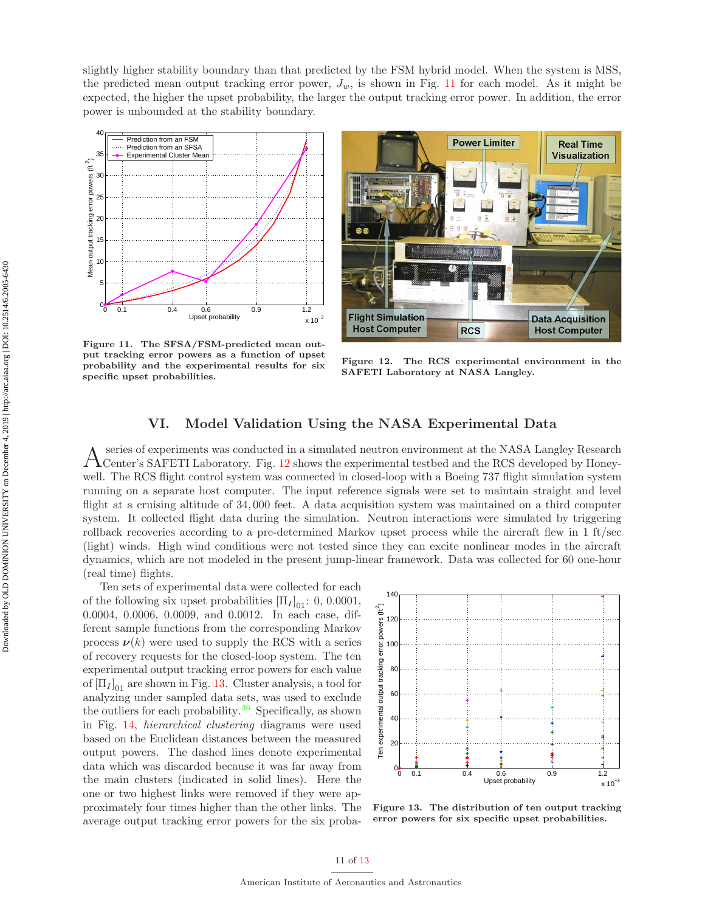slightly higher stability boundary than that predicted by the FSM hybrid model. When the system is MSS, the predicted mean output tracking error power, $J_w$, is shown in Fig. 11 for each model. As it might be expected, the higher the upset probability, the larger the output tracking error power. In addition, the error power is unbounded at the stability boundary.

**Figure 11. The SFSA/FSM-predicted mean output tracking error powers as a function of upset probability and the experimental results for six specific upset probabilities.**

**Figure 12. The RCS experimental environment in the SAFETI Laboratory at NASA Langley.**

## VI. Model Validation Using the NASA Experimental Data

A series of experiments was conducted in a simulated neutron environment at the NASA Langley Research Center's SAFETI Laboratory. Fig. 12 shows the experimental testbed and the RCS developed by Honeywell. The RCS flight control system was connected in closed-loop with a Boeing 737 flight simulation system running on a separate host computer. The input reference signals were set to maintain straight and level flight at a cruising altitude of 34,000 feet. A data acquisition system was maintained on a third computer system. It collected flight data during the simulation. Neutron interactions were simulated by triggering rollback recoveries according to a pre-determined Markov upset process while the aircraft flew in 1 ft/sec (light) winds. High wind conditions were not tested since they can excite nonlinear modes in the aircraft dynamics, which are not modeled in the present jump-linear framework. Data was collected for 60 one-hour (real time) flights.

Ten sets of experimental data were collected for each of the following six upset probabilities $[\Pi_I]_{01}$: 0, 0.0001, 0.0004, 0.0006, 0.0009, and 0.0012. In each case, different sample functions from the corresponding Markov process $\boldsymbol{\nu}(k)$ were used to supply the RCS with a series of recovery requests for the closed-loop system. The ten experimental output tracking error powers for each value of $[\Pi_I]_{01}$ are shown in Fig. 13. Cluster analysis, a tool for analyzing under sampled data sets, was used to exclude the outliers for each probability.[36] Specifically, as shown in Fig. 14, *hierarchical clustering* diagrams were used based on the Euclidean distances between the measured output powers. The dashed lines denote experimental data which was discarded because it was far away from the main clusters (indicated in solid lines). Here the one or two highest links were removed if they were approximately four times higher than the other links. The average output tracking error powers for the six proba-

**Figure 13. The distribution of ten output tracking error powers for six specific upset probabilities.**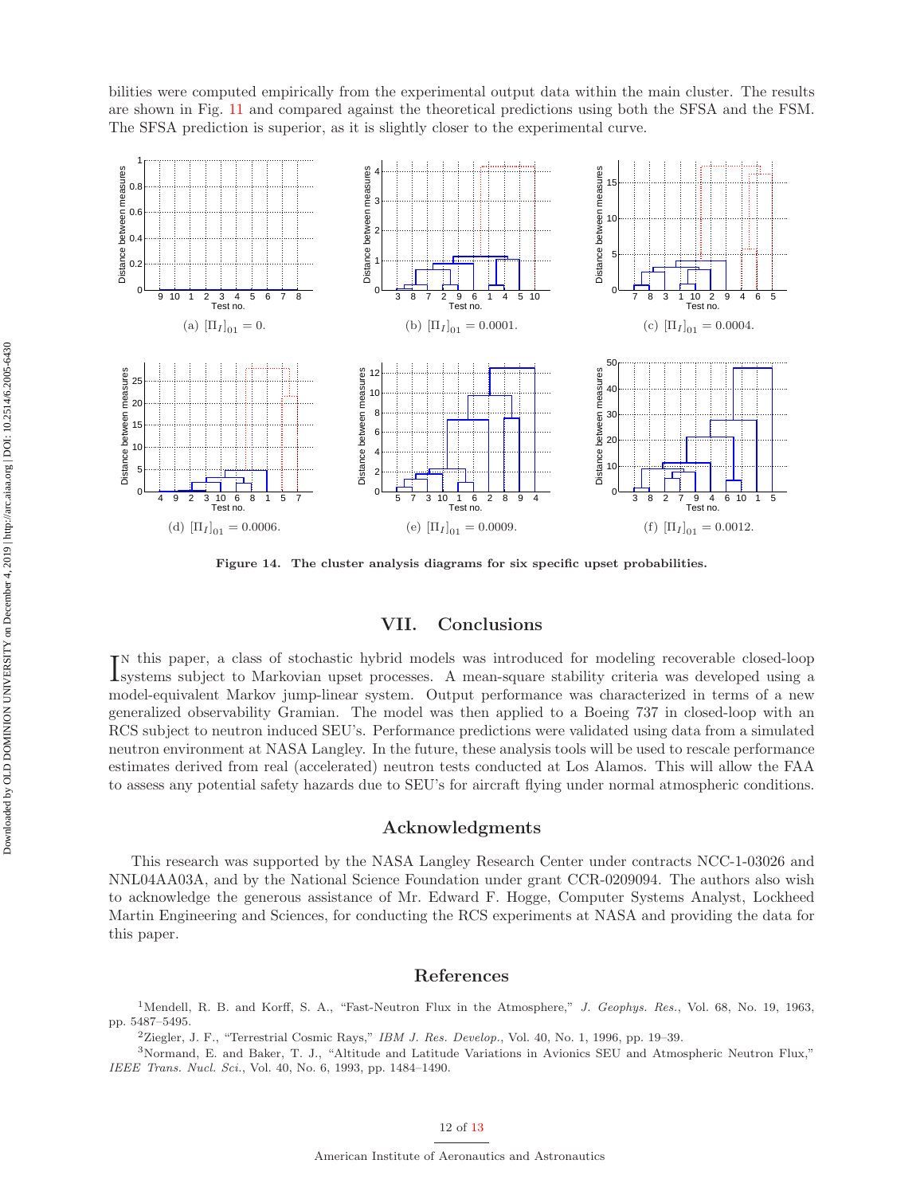bilities were computed empirically from the experimental output data within the main cluster. The results are shown in Fig. 11 and compared against the theoretical predictions using both the SFSA and the FSM. The SFSA prediction is superior, as it is slightly closer to the experimental curve.

(a) $[\Pi_I]_{01} = 0$.

(b) $[\Pi_I]_{01} = 0.0001$.

(c) $[\Pi_I]_{01} = 0.0004$.

(d) $[\Pi_I]_{01} = 0.0006$.

(e) $[\Pi_I]_{01} = 0.0009$.

(f) $[\Pi_I]_{01} = 0.0012$.

**Figure 14. The cluster analysis diagrams for six specific upset probabilities.**

## VII. Conclusions

In this paper, a class of stochastic hybrid models was introduced for modeling recoverable closed-loop systems subject to Markovian upset processes. A mean-square stability criteria was developed using a model-equivalent Markov jump-linear system. Output performance was characterized in terms of a new generalized observability Gramian. The model was then applied to a Boeing 737 in closed-loop with an RCS subject to neutron induced SEU's. Performance predictions were validated using data from a simulated neutron environment at NASA Langley. In the future, these analysis tools will be used to rescale performance estimates derived from real (accelerated) neutron tests conducted at Los Alamos. This will allow the FAA to assess any potential safety hazards due to SEU's for aircraft flying under normal atmospheric conditions.

## Acknowledgments

This research was supported by the NASA Langley Research Center under contracts NCC-1-03026 and NNL04AA03A, and by the National Science Foundation under grant CCR-0209094. The authors also wish to acknowledge the generous assistance of Mr. Edward F. Hogge, Computer Systems Analyst, Lockheed Martin Engineering and Sciences, for conducting the RCS experiments at NASA and providing the data for this paper.

## References

[1] Mendell, R. B. and Korff, S. A., "Fast-Neutron Flux in the Atmosphere," *J. Geophys. Res.*, Vol. 68, No. 19, 1963, pp. 5487–5495.

[2] Ziegler, J. F., "Terrestrial Cosmic Rays," *IBM J. Res. Develop.*, Vol. 40, No. 1, 1996, pp. 19–39.

[3] Normand, E. and Baker, T. J., "Altitude and Latitude Variations in Avionics SEU and Atmospheric Neutron Flux," *IEEE Trans. Nucl. Sci.*, Vol. 40, No. 6, 1993, pp. 1484–1490.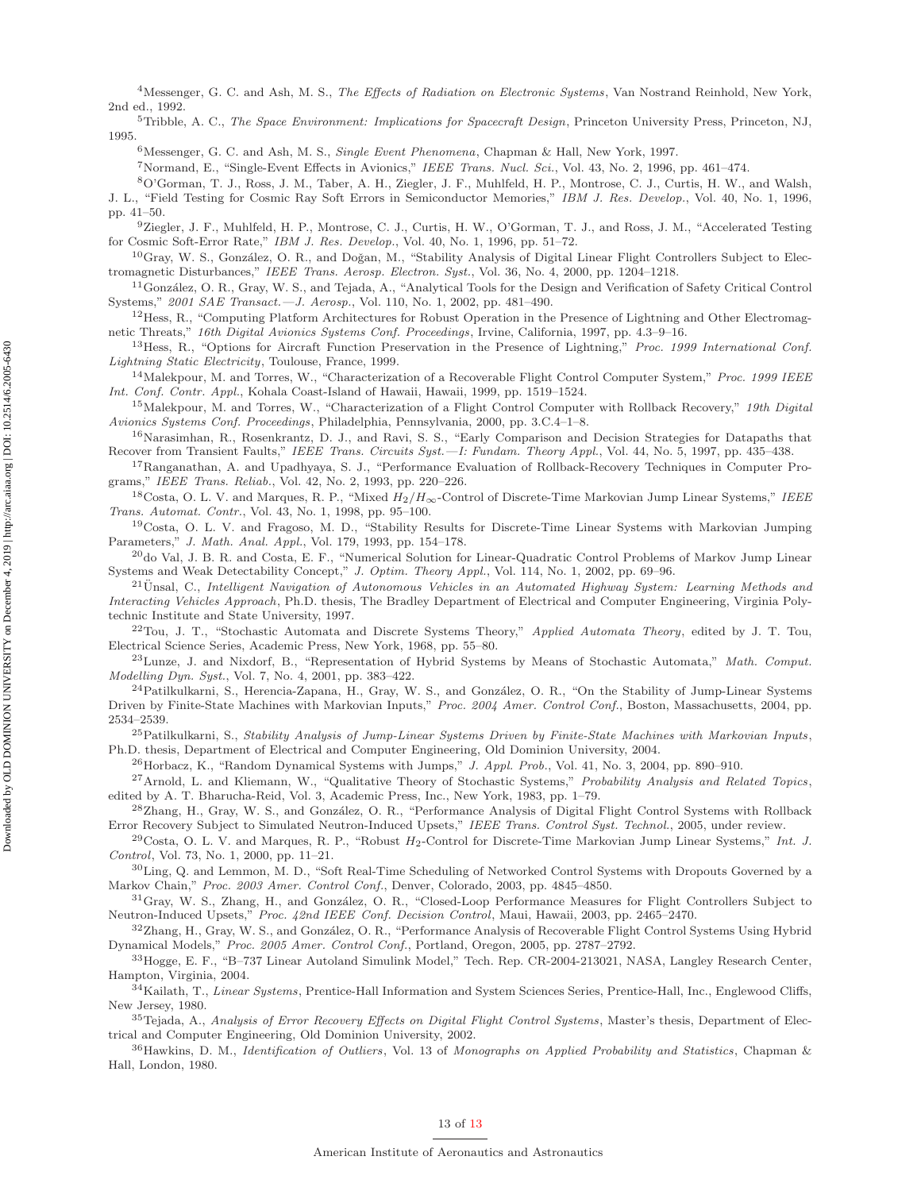[4]Messenger, G. C. and Ash, M. S., *The Effects of Radiation on Electronic Systems*, Van Nostrand Reinhold, New York, 2nd ed., 1992.

[5]Tribble, A. C., *The Space Environment: Implications for Spacecraft Design*, Princeton University Press, Princeton, NJ, 1995.

[6]Messenger, G. C. and Ash, M. S., *Single Event Phenomena*, Chapman & Hall, New York, 1997.

[7]Normand, E., "Single-Event Effects in Avionics," *IEEE Trans. Nucl. Sci.*, Vol. 43, No. 2, 1996, pp. 461–474.

[8]O'Gorman, T. J., Ross, J. M., Taber, A. H., Ziegler, J. F., Muhlfeld, H. P., Montrose, C. J., Curtis, H. W., and Walsh, J. L., "Field Testing for Cosmic Ray Soft Errors in Semiconductor Memories," *IBM J. Res. Develop.*, Vol. 40, No. 1, 1996, pp. 41–50.

[9]Ziegler, J. F., Muhlfeld, H. P., Montrose, C. J., Curtis, H. W., O'Gorman, T. J., and Ross, J. M., "Accelerated Testing for Cosmic Soft-Error Rate," *IBM J. Res. Develop.*, Vol. 40, No. 1, 1996, pp. 51–72.

[10]Gray, W. S., González, O. R., and Doğan, M., "Stability Analysis of Digital Linear Flight Controllers Subject to Electromagnetic Disturbances," *IEEE Trans. Aerosp. Electron. Syst.*, Vol. 36, No. 4, 2000, pp. 1204–1218.

[11]González, O. R., Gray, W. S., and Tejada, A., "Analytical Tools for the Design and Verification of Safety Critical Control Systems," *2001 SAE Transact.—J. Aerosp.*, Vol. 110, No. 1, 2002, pp. 481–490.

[12]Hess, R., "Computing Platform Architectures for Robust Operation in the Presence of Lightning and Other Electromagnetic Threats," *16th Digital Avionics Systems Conf. Proceedings*, Irvine, California, 1997, pp. 4.3–9–16.

[13]Hess, R., "Options for Aircraft Function Preservation in the Presence of Lightning," *Proc. 1999 International Conf. Lightning Static Electricity*, Toulouse, France, 1999.

[14]Malekpour, M. and Torres, W., "Characterization of a Recoverable Flight Control Computer System," *Proc. 1999 IEEE Int. Conf. Contr. Appl.*, Kohala Coast-Island of Hawaii, Hawaii, 1999, pp. 1519–1524.

[15]Malekpour, M. and Torres, W., "Characterization of a Flight Control Computer with Rollback Recovery," *19th Digital Avionics Systems Conf. Proceedings*, Philadelphia, Pennsylvania, 2000, pp. 3.C.4–1–8.

[16]Narasimhan, R., Rosenkrantz, D. J., and Ravi, S. S., "Early Comparison and Decision Strategies for Datapaths that Recover from Transient Faults," *IEEE Trans. Circuits Syst.—I: Fundam. Theory Appl.*, Vol. 44, No. 5, 1997, pp. 435–438.

[17]Ranganathan, A. and Upadhyaya, S. J., "Performance Evaluation of Rollback-Recovery Techniques in Computer Programs," *IEEE Trans. Reliab.*, Vol. 42, No. 2, 1993, pp. 220–226.

[18]Costa, O. L. V. and Marques, R. P., "Mixed $H_2/H_\infty$-Control of Discrete-Time Markovian Jump Linear Systems," *IEEE Trans. Automat. Contr.*, Vol. 43, No. 1, 1998, pp. 95–100.

[19]Costa, O. L. V. and Fragoso, M. D., "Stability Results for Discrete-Time Linear Systems with Markovian Jumping Parameters," *J. Math. Anal. Appl.*, Vol. 179, 1993, pp. 154–178.

[20]do Val, J. B. R. and Costa, E. F., "Numerical Solution for Linear-Quadratic Control Problems of Markov Jump Linear Systems and Weak Detectability Concept," *J. Optim. Theory Appl.*, Vol. 114, No. 1, 2002, pp. 69–96.

[21]Ünsal, C., *Intelligent Navigation of Autonomous Vehicles in an Automated Highway System: Learning Methods and Interacting Vehicles Approach*, Ph.D. thesis, The Bradley Department of Electrical and Computer Engineering, Virginia Polytechnic Institute and State University, 1997.

[22]Tou, J. T., "Stochastic Automata and Discrete Systems Theory," *Applied Automata Theory*, edited by J. T. Tou, Electrical Science Series, Academic Press, New York, 1968, pp. 55–80.

[23]Lunze, J. and Nixdorf, B., "Representation of Hybrid Systems by Means of Stochastic Automata," *Math. Comput. Modelling Dyn. Syst.*, Vol. 7, No. 4, 2001, pp. 383–422.

[24]Patilkulkarni, S., Herencia-Zapana, H., Gray, W. S., and González, O. R., "On the Stability of Jump-Linear Systems Driven by Finite-State Machines with Markovian Inputs," *Proc. 2004 Amer. Control Conf.*, Boston, Massachusetts, 2004, pp. 2534–2539.

[25]Patilkulkarni, S., *Stability Analysis of Jump-Linear Systems Driven by Finite-State Machines with Markovian Inputs*, Ph.D. thesis, Department of Electrical and Computer Engineering, Old Dominion University, 2004.

[26]Horbacz, K., "Random Dynamical Systems with Jumps," *J. Appl. Prob.*, Vol. 41, No. 3, 2004, pp. 890–910.

[27]Arnold, L. and Kliemann, W., "Qualitative Theory of Stochastic Systems," *Probability Analysis and Related Topics*, edited by A. T. Bharucha-Reid, Vol. 3, Academic Press, Inc., New York, 1983, pp. 1–79.

[28]Zhang, H., Gray, W. S., and González, O. R., "Performance Analysis of Digital Flight Control Systems with Rollback Error Recovery Subject to Simulated Neutron-Induced Upsets," *IEEE Trans. Control Syst. Technol.*, 2005, under review.

[29]Costa, O. L. V. and Marques, R. P., "Robust $H_2$-Control for Discrete-Time Markovian Jump Linear Systems," *Int. J. Control*, Vol. 73, No. 1, 2000, pp. 11–21.

[30]Ling, Q. and Lemmon, M. D., "Soft Real-Time Scheduling of Networked Control Systems with Dropouts Governed by a Markov Chain," *Proc. 2003 Amer. Control Conf.*, Denver, Colorado, 2003, pp. 4845–4850.

[31]Gray, W. S., Zhang, H., and González, O. R., "Closed-Loop Performance Measures for Flight Controllers Subject to Neutron-Induced Upsets," *Proc. 42nd IEEE Conf. Decision Control*, Maui, Hawaii, 2003, pp. 2465–2470.

[32]Zhang, H., Gray, W. S., and González, O. R., "Performance Analysis of Recoverable Flight Control Systems Using Hybrid Dynamical Models," *Proc. 2005 Amer. Control Conf.*, Portland, Oregon, 2005, pp. 2787–2792.

[33]Hogge, E. F., "B–737 Linear Autoland Simulink Model," Tech. Rep. CR-2004-213021, NASA, Langley Research Center, Hampton, Virginia, 2004.

[34]Kailath, T., *Linear Systems*, Prentice-Hall Information and System Sciences Series, Prentice-Hall, Inc., Englewood Cliffs, New Jersey, 1980.

[35]Tejada, A., *Analysis of Error Recovery Effects on Digital Flight Control Systems*, Master's thesis, Department of Electrical and Computer Engineering, Old Dominion University, 2002.

[36]Hawkins, D. M., *Identification of Outliers*, Vol. 13 of *Monographs on Applied Probability and Statistics*, Chapman & Hall, London, 1980.